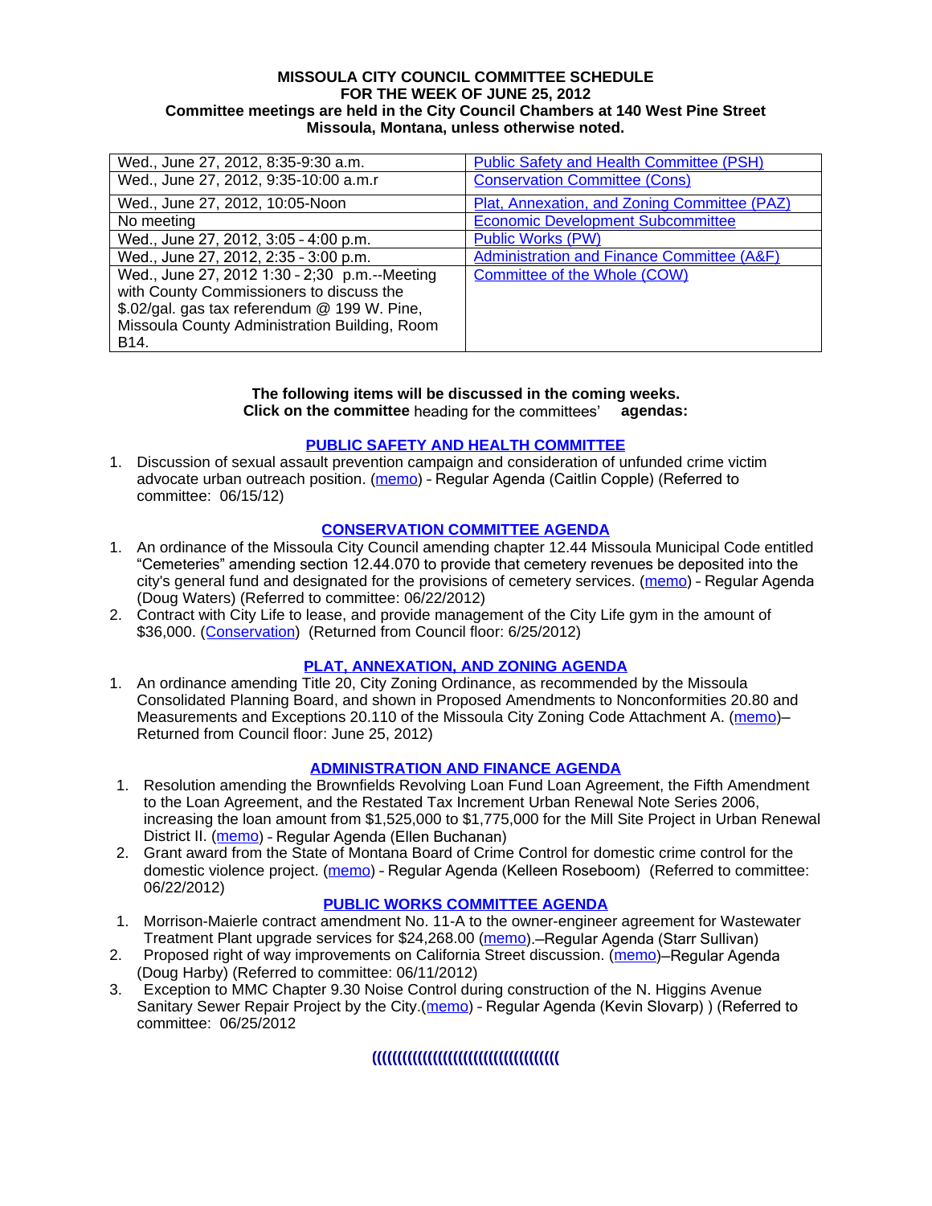**MISSOULA CITY COUNCIL COMMITTEE SCHEDULE**
**FOR THE WEEK OF JUNE 25, 2012**
**Committee meetings are held in the City Council Chambers at 140 West Pine Street**
**Missoula, Montana, unless otherwise noted.**

| | |
|---|---|
| Wed., June 27, 2012, 8:35-9:30 a.m. | Public Safety and Health Committee (PSH) |
| Wed., June 27, 2012, 9:35-10:00 a.m.r | Conservation Committee (Cons) |
| Wed., June 27, 2012, 10:05-Noon | Plat, Annexation, and Zoning Committee (PAZ) |
| No meeting | Economic Development Subcommittee |
| Wed., June 27, 2012, 3:05 - 4:00 p.m. | Public Works (PW) |
| Wed., June 27, 2012, 2:35 - 3:00 p.m. | Administration and Finance Committee (A&F) |
| Wed., June 27, 2012 1:30 - 2;30 p.m.--Meeting with County Commissioners to discuss the $.02/gal. gas tax referendum @ 199 W. Pine, Missoula County Administration Building, Room B14. | Committee of the Whole (COW) |

**The following items will be discussed in the coming weeks.**
**Click on the committee** heading for the committees' **agendas:**

## PUBLIC SAFETY AND HEALTH COMMITTEE

1. Discussion of sexual assault prevention campaign and consideration of unfunded crime victim advocate urban outreach position. (memo) - Regular Agenda (Caitlin Copple) (Referred to committee: 06/15/12)

## CONSERVATION COMMITTEE AGENDA

1. An ordinance of the Missoula City Council amending chapter 12.44 Missoula Municipal Code entitled "Cemeteries" amending section 12.44.070 to provide that cemetery revenues be deposited into the city's general fund and designated for the provisions of cemetery services. (memo) - Regular Agenda (Doug Waters) (Referred to committee: 06/22/2012)
2. Contract with City Life to lease, and provide management of the City Life gym in the amount of $36,000. (Conservation) (Returned from Council floor: 6/25/2012)

## PLAT, ANNEXATION, AND ZONING AGENDA

1. An ordinance amending Title 20, City Zoning Ordinance, as recommended by the Missoula Consolidated Planning Board, and shown in Proposed Amendments to Nonconformities 20.80 and Measurements and Exceptions 20.110 of the Missoula City Zoning Code Attachment A. (memo)– Returned from Council floor: June 25, 2012)

## ADMINISTRATION AND FINANCE AGENDA

1. Resolution amending the Brownfields Revolving Loan Fund Loan Agreement, the Fifth Amendment to the Loan Agreement, and the Restated Tax Increment Urban Renewal Note Series 2006, increasing the loan amount from $1,525,000 to $1,775,000 for the Mill Site Project in Urban Renewal District II. (memo) - Regular Agenda (Ellen Buchanan)
2. Grant award from the State of Montana Board of Crime Control for domestic crime control for the domestic violence project. (memo) - Regular Agenda (Kelleen Roseboom) (Referred to committee: 06/22/2012)

## PUBLIC WORKS COMMITTEE AGENDA

1. Morrison-Maierle contract amendment No. 11-A to the owner-engineer agreement for Wastewater Treatment Plant upgrade services for $24,268.00 (memo).–Regular Agenda (Starr Sullivan)
2. Proposed right of way improvements on California Street discussion. (memo)–Regular Agenda (Doug Harby) (Referred to committee: 06/11/2012)
3. Exception to MMC Chapter 9.30 Noise Control during construction of the N. Higgins Avenue Sanitary Sewer Repair Project by the City.(memo) - Regular Agenda (Kevin Slovarp) ) (Referred to committee: 06/25/2012

((((((((((((((((((((((((((((((((((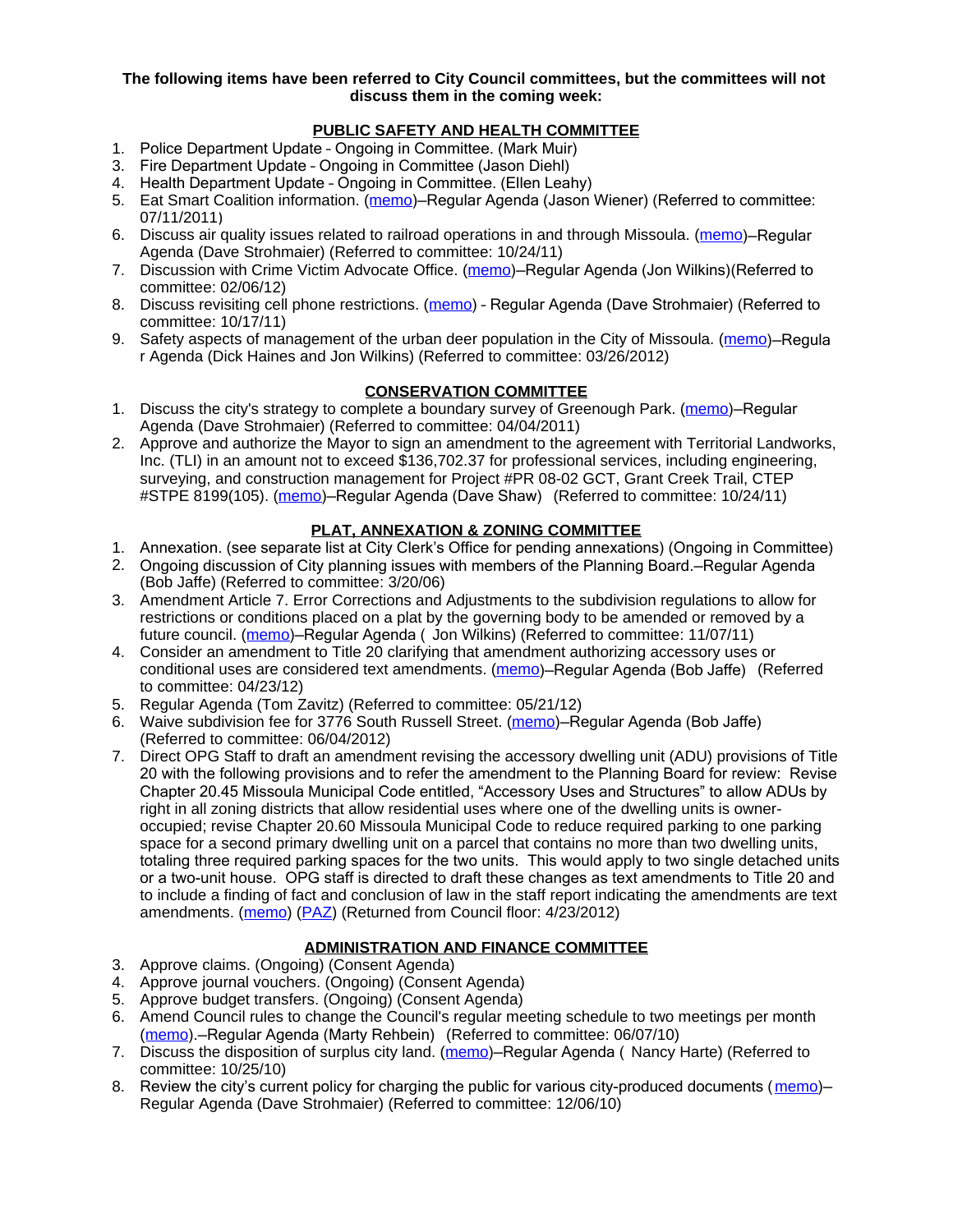**The following items have been referred to City Council committees, but the committees will not discuss them in the coming week:**

## PUBLIC SAFETY AND HEALTH COMMITTEE

1. Police Department Update – Ongoing in Committee. (Mark Muir)
3. Fire Department Update – Ongoing in Committee (Jason Diehl)
4. Health Department Update – Ongoing in Committee. (Ellen Leahy)
5. Eat Smart Coalition information. (memo)–Regular Agenda (Jason Wiener) (Referred to committee: 07/11/2011)
6. Discuss air quality issues related to railroad operations in and through Missoula. (memo)–Regular Agenda (Dave Strohmaier) (Referred to committee: 10/24/11)
7. Discussion with Crime Victim Advocate Office. (memo)–Regular Agenda (Jon Wilkins)(Referred to committee: 02/06/12)
8. Discuss revisiting cell phone restrictions. (memo) - Regular Agenda (Dave Strohmaier) (Referred to committee: 10/17/11)
9. Safety aspects of management of the urban deer population in the City of Missoula. (memo)–Regular Agenda (Dick Haines and Jon Wilkins) (Referred to committee: 03/26/2012)

## CONSERVATION COMMITTEE

1. Discuss the city's strategy to complete a boundary survey of Greenough Park. (memo)–Regular Agenda (Dave Strohmaier) (Referred to committee: 04/04/2011)
2. Approve and authorize the Mayor to sign an amendment to the agreement with Territorial Landworks, Inc. (TLI) in an amount not to exceed $136,702.37 for professional services, including engineering, surveying, and construction management for Project #PR 08-02 GCT, Grant Creek Trail, CTEP #STPE 8199(105). (memo)–Regular Agenda (Dave Shaw) (Referred to committee: 10/24/11)

## PLAT, ANNEXATION & ZONING COMMITTEE

1. Annexation. (see separate list at City Clerk's Office for pending annexations) (Ongoing in Committee)
2. Ongoing discussion of City planning issues with members of the Planning Board.–Regular Agenda (Bob Jaffe) (Referred to committee: 3/20/06)
3. Amendment Article 7. Error Corrections and Adjustments to the subdivision regulations to allow for restrictions or conditions placed on a plat by the governing body to be amended or removed by a future council. (memo)–Regular Agenda ( Jon Wilkins) (Referred to committee: 11/07/11)
4. Consider an amendment to Title 20 clarifying that amendment authorizing accessory uses or conditional uses are considered text amendments. (memo)–Regular Agenda (Bob Jaffe) (Referred to committee: 04/23/12)
5. Regular Agenda (Tom Zavitz) (Referred to committee: 05/21/12)
6. Waive subdivision fee for 3776 South Russell Street. (memo)–Regular Agenda (Bob Jaffe) (Referred to committee: 06/04/2012)
7. Direct OPG Staff to draft an amendment revising the accessory dwelling unit (ADU) provisions of Title 20 with the following provisions and to refer the amendment to the Planning Board for review: Revise Chapter 20.45 Missoula Municipal Code entitled, "Accessory Uses and Structures" to allow ADUs by right in all zoning districts that allow residential uses where one of the dwelling units is owner-occupied; revise Chapter 20.60 Missoula Municipal Code to reduce required parking to one parking space for a second primary dwelling unit on a parcel that contains no more than two dwelling units, totaling three required parking spaces for the two units. This would apply to two single detached units or a two-unit house. OPG staff is directed to draft these changes as text amendments to Title 20 and to include a finding of fact and conclusion of law in the staff report indicating the amendments are text amendments. (memo) (PAZ) (Returned from Council floor: 4/23/2012)

## ADMINISTRATION AND FINANCE COMMITTEE

3. Approve claims. (Ongoing) (Consent Agenda)
4. Approve journal vouchers. (Ongoing) (Consent Agenda)
5. Approve budget transfers. (Ongoing) (Consent Agenda)
6. Amend Council rules to change the Council's regular meeting schedule to two meetings per month (memo).–Regular Agenda (Marty Rehbein) (Referred to committee: 06/07/10)
7. Discuss the disposition of surplus city land. (memo)–Regular Agenda ( Nancy Harte) (Referred to committee: 10/25/10)
8. Review the city's current policy for charging the public for various city-produced documents (memo)–Regular Agenda (Dave Strohmaier) (Referred to committee: 12/06/10)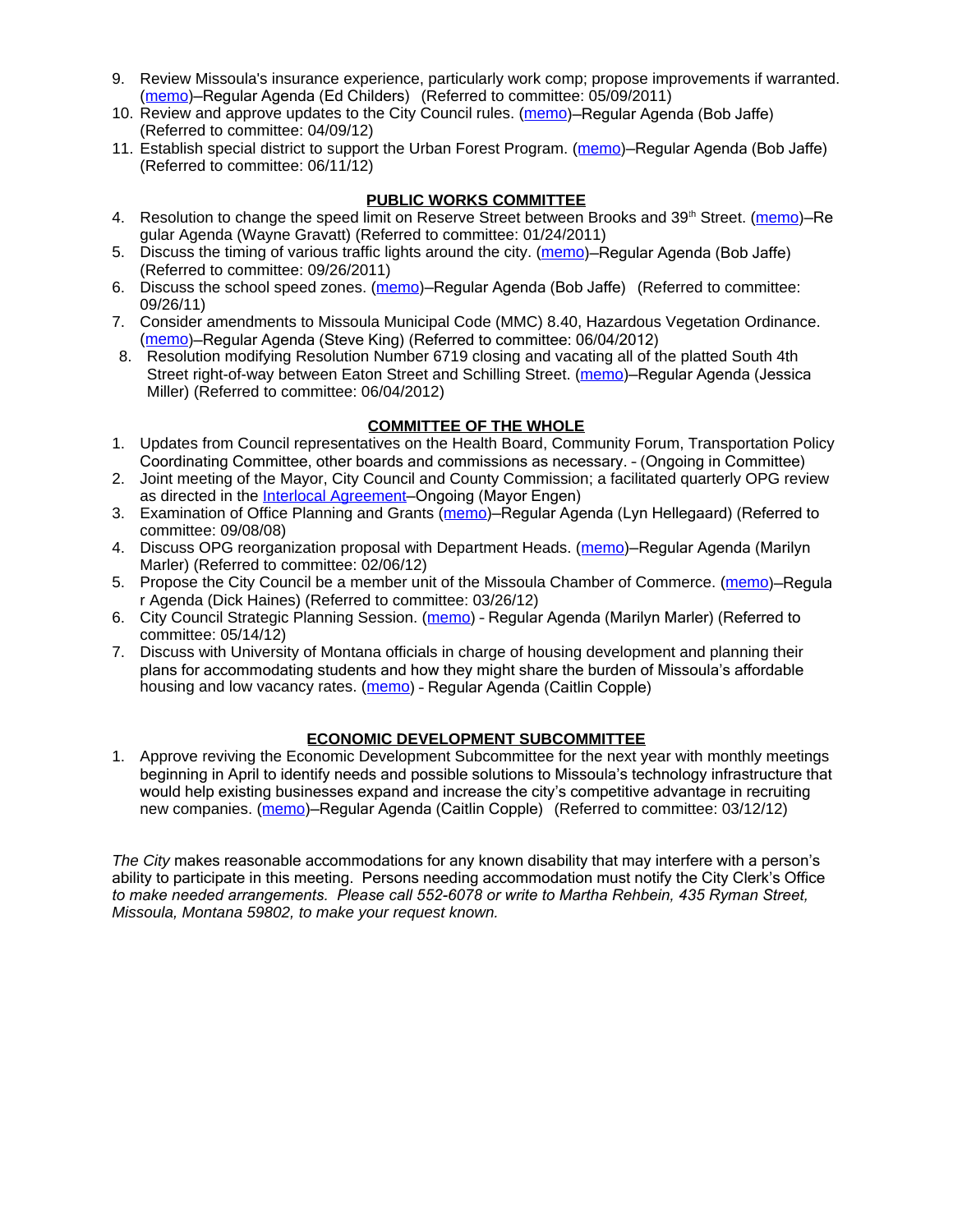9. Review Missoula's insurance experience, particularly work comp; propose improvements if warranted. (memo)–Regular Agenda (Ed Childers) (Referred to committee: 05/09/2011)
10. Review and approve updates to the City Council rules. (memo)–Regular Agenda (Bob Jaffe) (Referred to committee: 04/09/12)
11. Establish special district to support the Urban Forest Program. (memo)–Regular Agenda (Bob Jaffe) (Referred to committee: 06/11/12)

## PUBLIC WORKS COMMITTEE

4. Resolution to change the speed limit on Reserve Street between Brooks and 39th Street. (memo)–Regular Agenda (Wayne Gravatt) (Referred to committee: 01/24/2011)
5. Discuss the timing of various traffic lights around the city. (memo)–Regular Agenda (Bob Jaffe) (Referred to committee: 09/26/2011)
6. Discuss the school speed zones. (memo)–Regular Agenda (Bob Jaffe) (Referred to committee: 09/26/11)
7. Consider amendments to Missoula Municipal Code (MMC) 8.40, Hazardous Vegetation Ordinance. (memo)–Regular Agenda (Steve King) (Referred to committee: 06/04/2012)
8. Resolution modifying Resolution Number 6719 closing and vacating all of the platted South 4th Street right-of-way between Eaton Street and Schilling Street. (memo)–Regular Agenda (Jessica Miller) (Referred to committee: 06/04/2012)

## COMMITTEE OF THE WHOLE

1. Updates from Council representatives on the Health Board, Community Forum, Transportation Policy Coordinating Committee, other boards and commissions as necessary. – (Ongoing in Committee)
2. Joint meeting of the Mayor, City Council and County Commission; a facilitated quarterly OPG review as directed in the Interlocal Agreement–Ongoing (Mayor Engen)
3. Examination of Office Planning and Grants (memo)–Regular Agenda (Lyn Hellegaard) (Referred to committee: 09/08/08)
4. Discuss OPG reorganization proposal with Department Heads. (memo)–Regular Agenda (Marilyn Marler) (Referred to committee: 02/06/12)
5. Propose the City Council be a member unit of the Missoula Chamber of Commerce. (memo)–Regular Agenda (Dick Haines) (Referred to committee: 03/26/12)
6. City Council Strategic Planning Session. (memo) – Regular Agenda (Marilyn Marler) (Referred to committee: 05/14/12)
7. Discuss with University of Montana officials in charge of housing development and planning their plans for accommodating students and how they might share the burden of Missoula's affordable housing and low vacancy rates. (memo) – Regular Agenda (Caitlin Copple)

## ECONOMIC DEVELOPMENT SUBCOMMITTEE

1. Approve reviving the Economic Development Subcommittee for the next year with monthly meetings beginning in April to identify needs and possible solutions to Missoula's technology infrastructure that would help existing businesses expand and increase the city's competitive advantage in recruiting new companies. (memo)–Regular Agenda (Caitlin Copple) (Referred to committee: 03/12/12)

*The City* makes reasonable accommodations for any known disability that may interfere with a person's ability to participate in this meeting. Persons needing accommodation must notify the City Clerk's Office *to make needed arrangements. Please call 552-6078 or write to Martha Rehbein, 435 Ryman Street, Missoula, Montana 59802, to make your request known.*